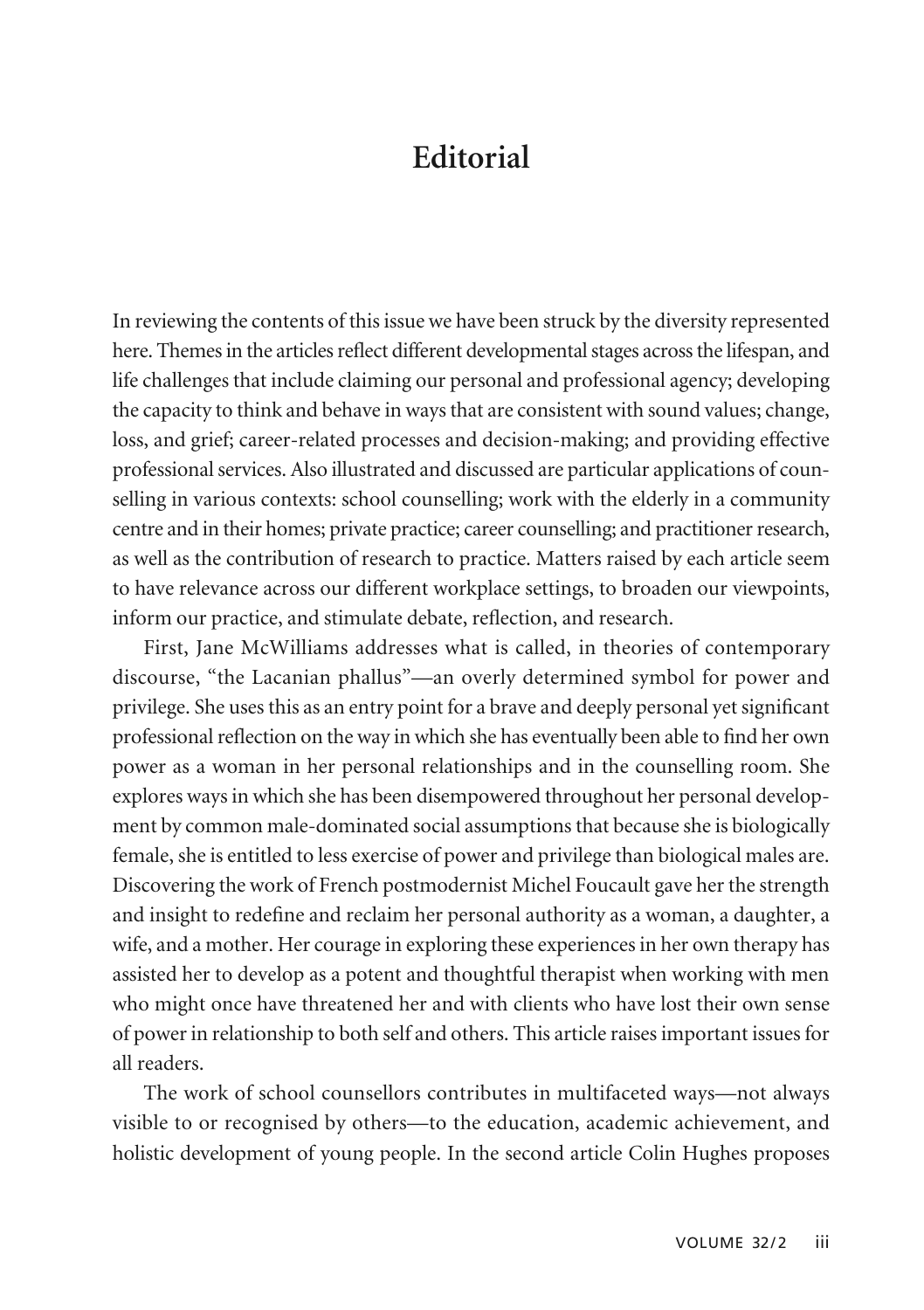# Editorial

In reviewing the contents of this issue we have been struck by the diversity represented here. Themes in the articles reflect different developmental stages across the lifespan, and life challenges that include claiming our personal and professional agency; developing the capacity to think and behave in ways that are consistent with sound values; change, loss, and grief; career-related processes and decision-making; and providing effective professional services. Also illustrated and discussed are particular applications of counselling in various contexts: school counselling; work with the elderly in a community centre and in their homes; private practice; career counselling; and practitioner research, as well as the contribution of research to practice. Matters raised by each article seem to have relevance across our different workplace settings, to broaden our viewpoints, inform our practice, and stimulate debate, reflection, and research.

First, Jane McWilliams addresses what is called, in theories of contemporary discourse, "the Lacanian phallus"—an overly determined symbol for power and privilege. She uses this as an entry point for a brave and deeply personal yet significant professional reflection on the way in which she has eventually been able to find her own power as a woman in her personal relationships and in the counselling room. She explores ways in which she has been disempowered throughout her personal development by common male-dominated social assumptions that because she is biologically female, she is entitled to less exercise of power and privilege than biological males are. Discovering the work of French postmodernist Michel Foucault gave her the strength and insight to redefine and reclaim her personal authority as a woman, a daughter, a wife, and a mother. Her courage in exploring these experiences in her own therapy has assisted her to develop as a potent and thoughtful therapist when working with men who might once have threatened her and with clients who have lost their own sense of power in relationship to both self and others. This article raises important issues for all readers.

The work of school counsellors contributes in multifaceted ways—not always visible to or recognised by others—to the education, academic achievement, and holistic development of young people. In the second article Colin Hughes proposes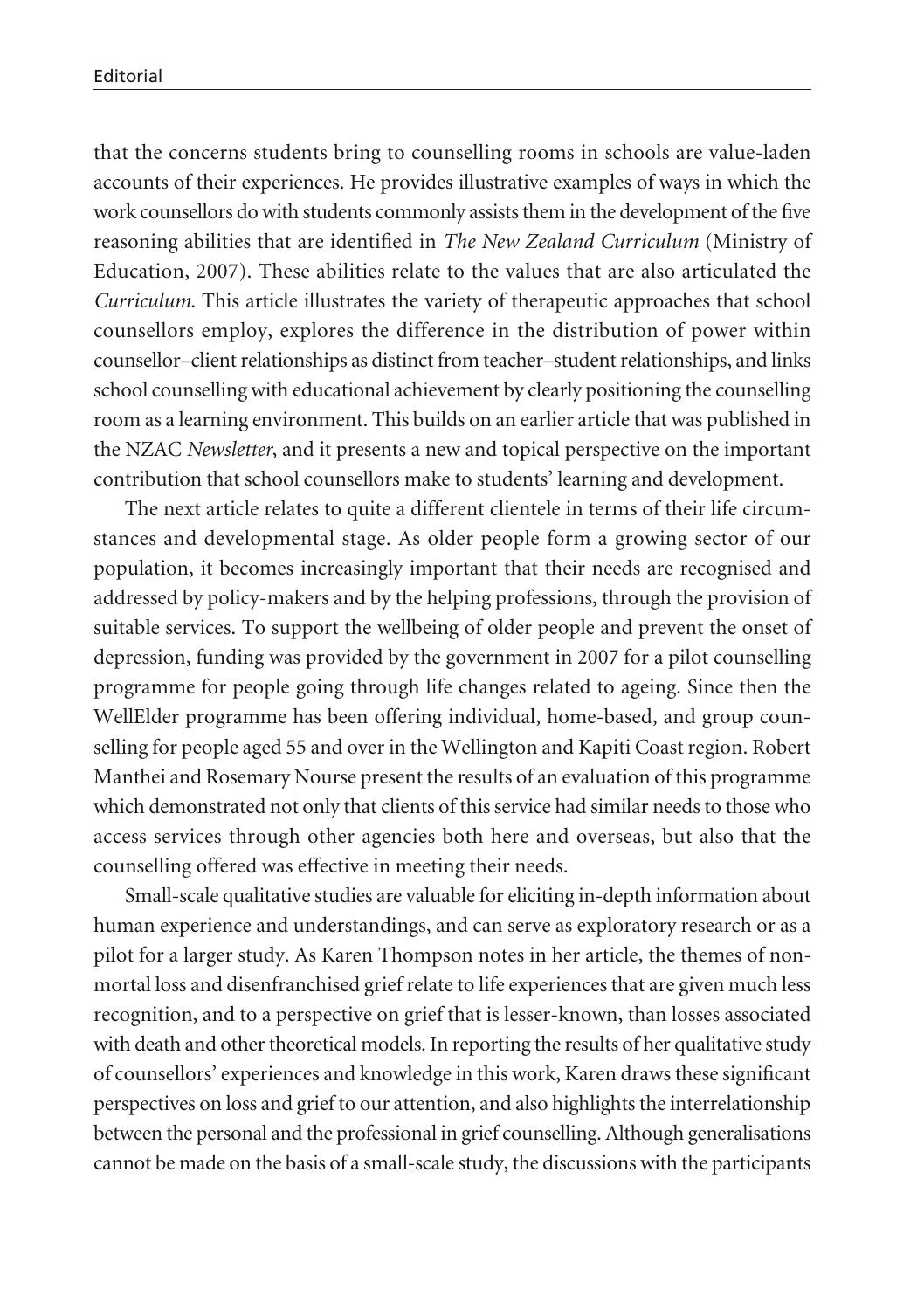that the concerns students bring to counselling rooms in schools are value-laden accounts of their experiences. He provides illustrative examples of ways in which the work counsellors do with students commonly assists them in the development of the five reasoning abilities that are identified in *The New Zealand Curriculum* (Ministry of Education, 2007). These abilities relate to the values that are also articulated the *Curriculum*. This article illustrates the variety of therapeutic approaches that school counsellors employ, explores the difference in the distribution of power within counsellor–client relationships as distinct from teacher–student relationships, and links school counselling with educational achievement by clearly positioning the counselling room as a learning environment. This builds on an earlier article that was published in the NZAC *Newsletter*, and it presents a new and topical perspective on the important contribution that school counsellors make to students' learning and development.

The next article relates to quite a different clientele in terms of their life circumstances and developmental stage. As older people form a growing sector of our population, it becomes increasingly important that their needs are recognised and addressed by policy-makers and by the helping professions, through the provision of suitable services. To support the wellbeing of older people and prevent the onset of depression, funding was provided by the government in 2007 for a pilot counselling programme for people going through life changes related to ageing. Since then the WellElder programme has been offering individual, home-based, and group counselling for people aged 55 and over in the Wellington and Kapiti Coast region. Robert Manthei and Rosemary Nourse present the results of an evaluation of this programme which demonstrated not only that clients of this service had similar needs to those who access services through other agencies both here and overseas, but also that the counselling offered was effective in meeting their needs.

Small-scale qualitative studies are valuable for eliciting in-depth information about human experience and understandings, and can serve as exploratory research or as a pilot for a larger study. As Karen Thompson notes in her article, the themes of non-mortal loss and disenfranchised grief relate to life experiences that are given much less recognition, and to a perspective on grief that is lesser-known, than losses associated with death and other theoretical models. In reporting the results of her qualitative study of counsellors' experiences and knowledge in this work, Karen draws these significant perspectives on loss and grief to our attention, and also highlights the interrelationship between the personal and the professional in grief counselling. Although generalisations cannot be made on the basis of a small-scale study, the discussions with the participants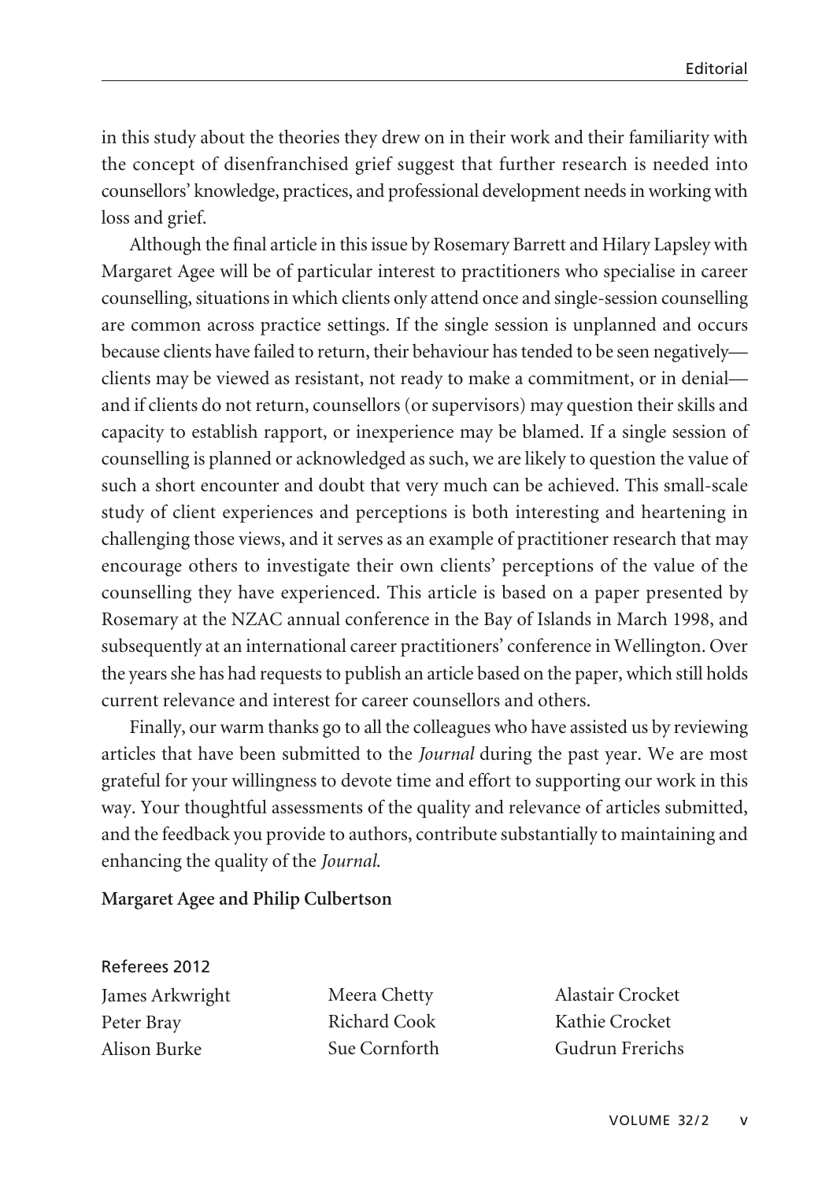in this study about the theories they drew on in their work and their familiarity with the concept of disenfranchised grief suggest that further research is needed into counsellors' knowledge, practices, and professional development needs in working with loss and grief.

Although the final article in this issue by Rosemary Barrett and Hilary Lapsley with Margaret Agee will be of particular interest to practitioners who specialise in career counselling, situations in which clients only attend once and single-session counselling are common across practice settings. If the single session is unplanned and occurs because clients have failed to return, their behaviour has tended to be seen negatively—clients may be viewed as resistant, not ready to make a commitment, or in denial—and if clients do not return, counsellors (or supervisors) may question their skills and capacity to establish rapport, or inexperience may be blamed. If a single session of counselling is planned or acknowledged as such, we are likely to question the value of such a short encounter and doubt that very much can be achieved. This small-scale study of client experiences and perceptions is both interesting and heartening in challenging those views, and it serves as an example of practitioner research that may encourage others to investigate their own clients' perceptions of the value of the counselling they have experienced. This article is based on a paper presented by Rosemary at the NZAC annual conference in the Bay of Islands in March 1998, and subsequently at an international career practitioners' conference in Wellington. Over the years she has had requests to publish an article based on the paper, which still holds current relevance and interest for career counsellors and others.

Finally, our warm thanks go to all the colleagues who have assisted us by reviewing articles that have been submitted to the *Journal* during the past year. We are most grateful for your willingness to devote time and effort to supporting our work in this way. Your thoughtful assessments of the quality and relevance of articles submitted, and the feedback you provide to authors, contribute substantially to maintaining and enhancing the quality of the *Journal*.

**Margaret Agee and Philip Culbertson**

Referees 2012

James Arkwright
Peter Bray
Alison Burke
Meera Chetty
Richard Cook
Sue Cornforth
Alastair Crocket
Kathie Crocket
Gudrun Frerichs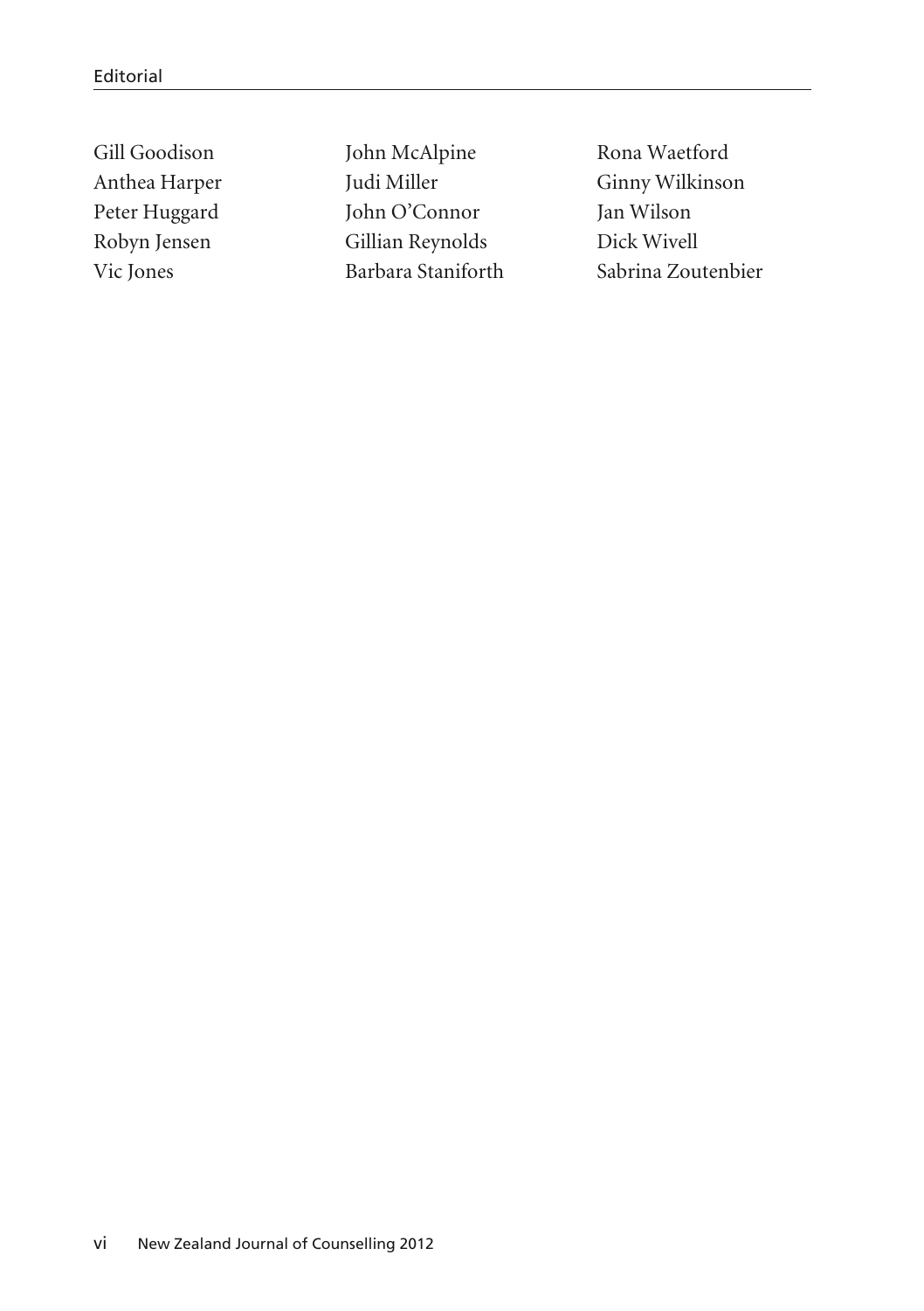Gill Goodison
Anthea Harper
Peter Huggard
Robyn Jensen
Vic Jones
John McAlpine
Judi Miller
John O'Connor
Gillian Reynolds
Barbara Staniforth
Rona Waetford
Ginny Wilkinson
Jan Wilson
Dick Wivell
Sabrina Zoutenbier